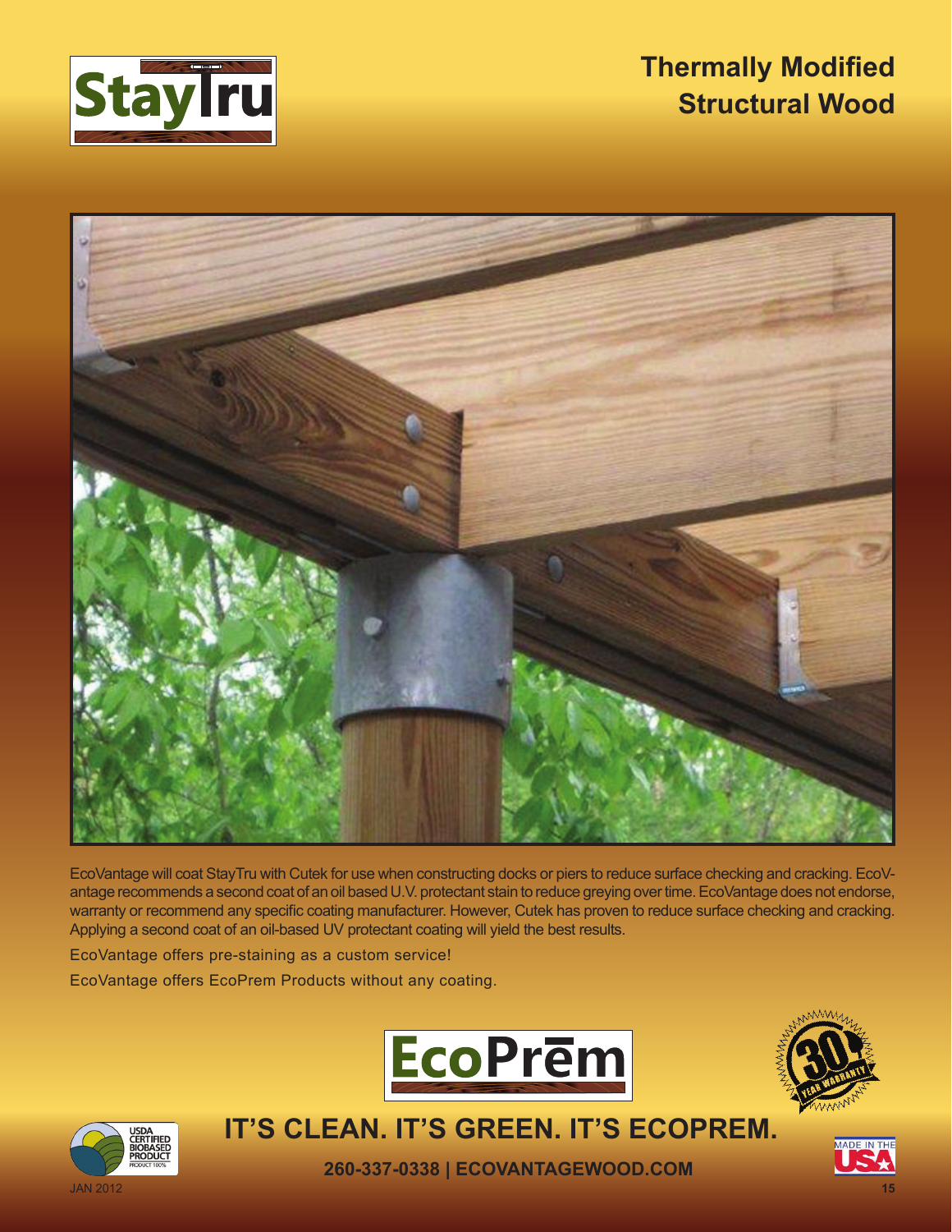# Thermally Modified Structural Wood

StayTru

EcoVantage will coat StayTru with Cutek for use when constructing docks or piers to reduce surface checking and cracking. EcoVantage recommends a second coat of an oil based U.V. protectant stain to reduce greying over time. EcoVantage does not endorse, warranty or recommend any specific coating manufacturer. However, Cutek has proven to reduce surface checking and cracking. Applying a second coat of an oil-based UV protectant coating will yield the best results.

EcoVantage offers pre-staining as a custom service!

EcoVantage offers EcoPrem Products without any coating.

EcoPrēm

30 YEAR WARRANTY

USDA CERTIFIED BIOBASED PRODUCT PRODUCT 100%

**IT'S CLEAN. IT'S GREEN. IT'S ECOPREM.**

**260-337-0338 | ECOVANTAGEWOOD.COM**

MADE IN THE USA

JAN 2012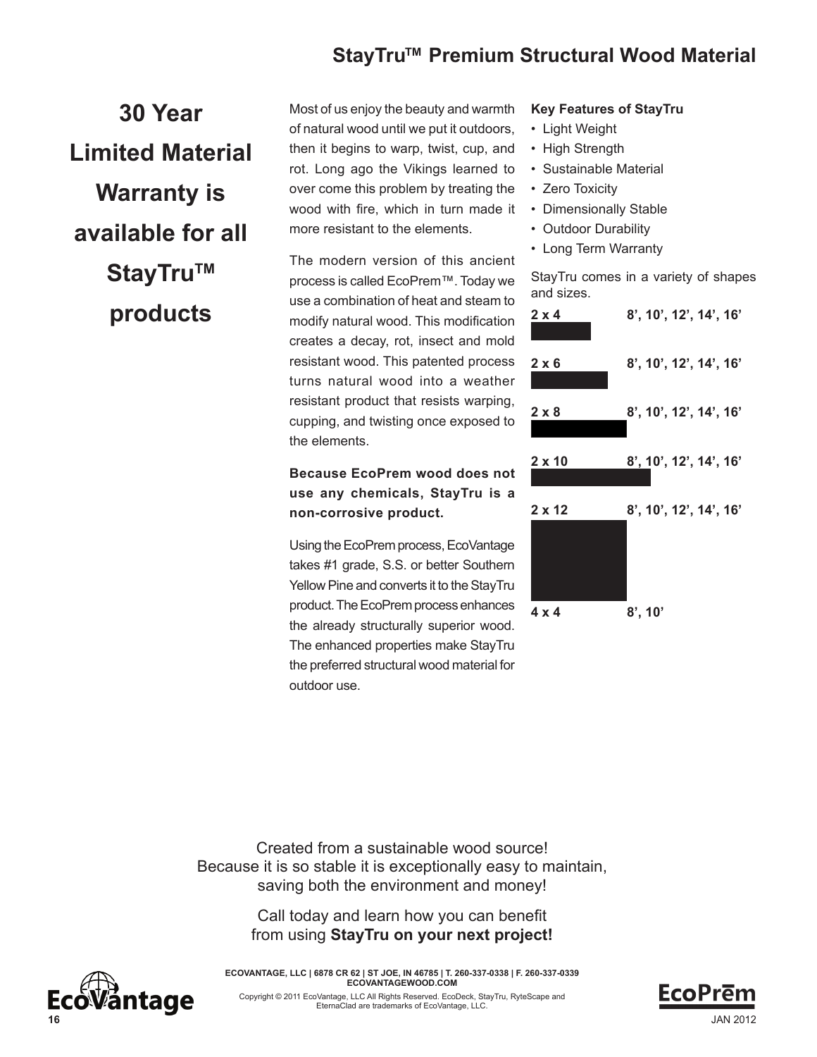# StayTru™ Premium Structural Wood Material

**30 Year Limited Material Warranty is available for all StayTru™ products**

Most of us enjoy the beauty and warmth of natural wood until we put it outdoors, then it begins to warp, twist, cup, and rot. Long ago the Vikings learned to over come this problem by treating the wood with fire, which in turn made it more resistant to the elements.

The modern version of this ancient process is called EcoPrem™. Today we use a combination of heat and steam to modify natural wood. This modification creates a decay, rot, insect and mold resistant wood. This patented process turns natural wood into a weather resistant product that resists warping, cupping, and twisting once exposed to the elements.

**Because EcoPrem wood does not use any chemicals, StayTru is a non-corrosive product.**

Using the EcoPrem process, EcoVantage takes #1 grade, S.S. or better Southern Yellow Pine and converts it to the StayTru product. The EcoPrem process enhances the already structurally superior wood. The enhanced properties make StayTru the preferred structural wood material for outdoor use.

**Key Features of StayTru**

- Light Weight
- High Strength
- Sustainable Material
- Zero Toxicity
- Dimensionally Stable
- Outdoor Durability
- Long Term Warranty

StayTru comes in a variety of shapes and sizes.

| | |
|---|---|
| **2 x 4** | **8', 10', 12', 14', 16'** |
| **2 x 6** | **8', 10', 12', 14', 16'** |
| **2 x 8** | **8', 10', 12', 14', 16'** |
| **2 x 10** | **8', 10', 12', 14', 16'** |
| **2 x 12** | **8', 10', 12', 14', 16'** |
| **4 x 4** | **8', 10'** |

Created from a sustainable wood source!
Because it is so stable it is exceptionally easy to maintain, saving both the environment and money!

Call today and learn how you can benefit from using **StayTru on your next project!**

ECOVANTAGE, LLC | 6878 CR 62 | ST JOE, IN 46785 | T. 260-337-0338 | F. 260-337-0339
ECOVANTAGEWOOD.COM

Copyright © 2011 EcoVantage, LLC All Rights Reserved. EcoDeck, StayTru, RyteScape and EternaClad are trademarks of EcoVantage, LLC.

JAN 2012